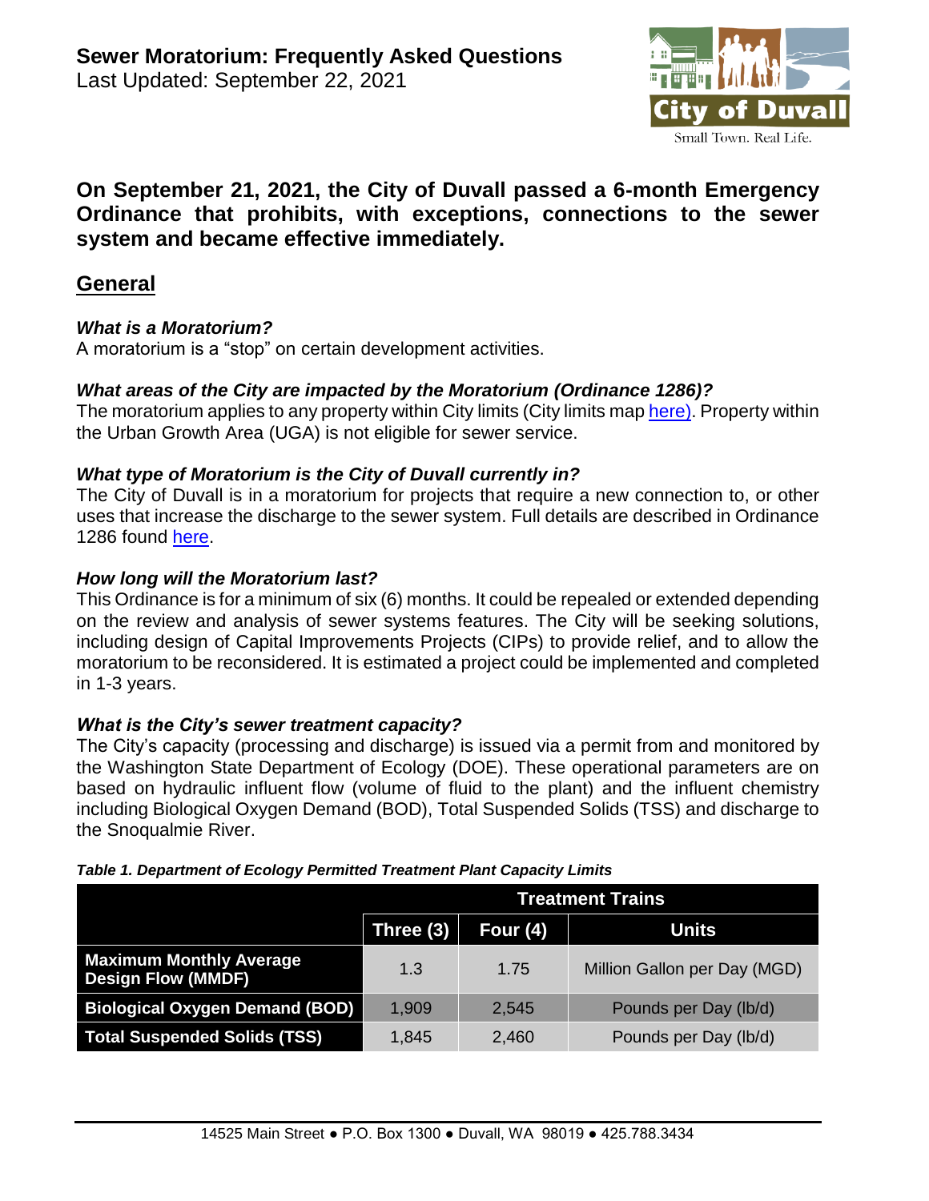# Sewer Moratorium: Frequently Asked Questions

Last Updated: September 22, 2021

**On September 21, 2021, the City of Duvall passed a 6-month Emergency Ordinance that prohibits, with exceptions, connections to the sewer system and became effective immediately.**

## General

***What is a Moratorium?***

A moratorium is a "stop" on certain development activities.

***What areas of the City are impacted by the Moratorium (Ordinance 1286)?***

The moratorium applies to any property within City limits (City limits map here). Property within the Urban Growth Area (UGA) is not eligible for sewer service.

***What type of Moratorium is the City of Duvall currently in?***

The City of Duvall is in a moratorium for projects that require a new connection to, or other uses that increase the discharge to the sewer system. Full details are described in Ordinance 1286 found here.

***How long will the Moratorium last?***

This Ordinance is for a minimum of six (6) months. It could be repealed or extended depending on the review and analysis of sewer systems features. The City will be seeking solutions, including design of Capital Improvements Projects (CIPs) to provide relief, and to allow the moratorium to be reconsidered. It is estimated a project could be implemented and completed in 1-3 years.

***What is the City's sewer treatment capacity?***

The City's capacity (processing and discharge) is issued via a permit from and monitored by the Washington State Department of Ecology (DOE). These operational parameters are on based on hydraulic influent flow (volume of fluid to the plant) and the influent chemistry including Biological Oxygen Demand (BOD), Total Suspended Solids (TSS) and discharge to the Snoqualmie River.

***Table 1. Department of Ecology Permitted Treatment Plant Capacity Limits***

| | Treatment Trains | | |
|---|---|---|---|
| | Three (3) | Four (4) | Units |
| **Maximum Monthly Average Design Flow (MMDF)** | 1.3 | 1.75 | Million Gallon per Day (MGD) |
| **Biological Oxygen Demand (BOD)** | 1,909 | 2,545 | Pounds per Day (lb/d) |
| **Total Suspended Solids (TSS)** | 1,845 | 2,460 | Pounds per Day (lb/d) |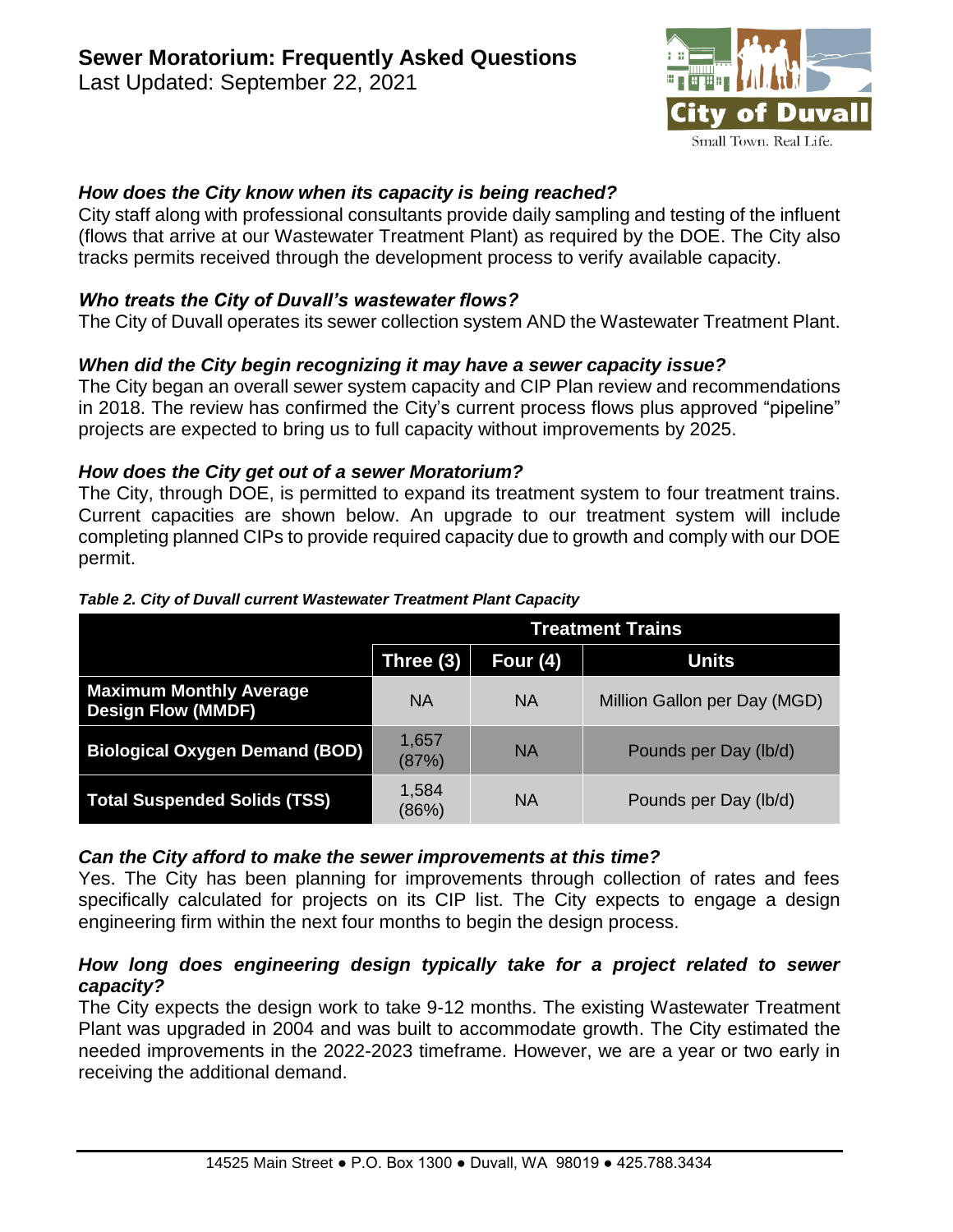### *How does the City know when its capacity is being reached?*

City staff along with professional consultants provide daily sampling and testing of the influent (flows that arrive at our Wastewater Treatment Plant) as required by the DOE. The City also tracks permits received through the development process to verify available capacity.

### *Who treats the City of Duvall's wastewater flows?*

The City of Duvall operates its sewer collection system AND the Wastewater Treatment Plant.

### *When did the City begin recognizing it may have a sewer capacity issue?*

The City began an overall sewer system capacity and CIP Plan review and recommendations in 2018. The review has confirmed the City's current process flows plus approved "pipeline" projects are expected to bring us to full capacity without improvements by 2025.

### *How does the City get out of a sewer Moratorium?*

The City, through DOE, is permitted to expand its treatment system to four treatment trains. Current capacities are shown below. An upgrade to our treatment system will include completing planned CIPs to provide required capacity due to growth and comply with our DOE permit.

***Table 2. City of Duvall current Wastewater Treatment Plant Capacity***

| | Treatment Trains | | |
|---|---|---|---|
| | **Three (3)** | **Four (4)** | **Units** |
| **Maximum Monthly Average Design Flow (MMDF)** | NA | NA | Million Gallon per Day (MGD) |
| **Biological Oxygen Demand (BOD)** | 1,657 (87%) | NA | Pounds per Day (lb/d) |
| **Total Suspended Solids (TSS)** | 1,584 (86%) | NA | Pounds per Day (lb/d) |

### *Can the City afford to make the sewer improvements at this time?*

Yes. The City has been planning for improvements through collection of rates and fees specifically calculated for projects on its CIP list. The City expects to engage a design engineering firm within the next four months to begin the design process.

### *How long does engineering design typically take for a project related to sewer capacity?*

The City expects the design work to take 9-12 months. The existing Wastewater Treatment Plant was upgraded in 2004 and was built to accommodate growth. The City estimated the needed improvements in the 2022-2023 timeframe. However, we are a year or two early in receiving the additional demand.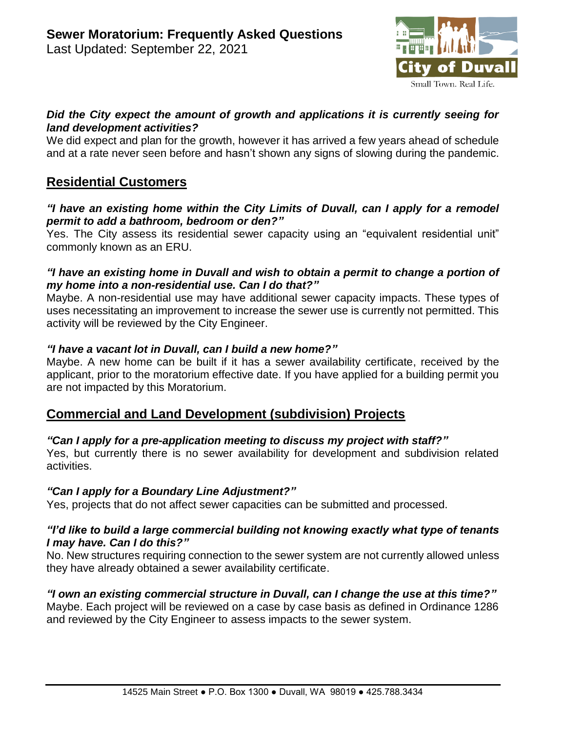# Sewer Moratorium: Frequently Asked Questions

Last Updated: September 22, 2021

***Did the City expect the amount of growth and applications it is currently seeing for land development activities?***

We did expect and plan for the growth, however it has arrived a few years ahead of schedule and at a rate never seen before and hasn't shown any signs of slowing during the pandemic.

## Residential Customers

***"I have an existing home within the City Limits of Duvall, can I apply for a remodel permit to add a bathroom, bedroom or den?"***

Yes. The City assess its residential sewer capacity using an "equivalent residential unit" commonly known as an ERU.

***"I have an existing home in Duvall and wish to obtain a permit to change a portion of my home into a non-residential use. Can I do that?"***

Maybe. A non-residential use may have additional sewer capacity impacts. These types of uses necessitating an improvement to increase the sewer use is currently not permitted. This activity will be reviewed by the City Engineer.

***"I have a vacant lot in Duvall, can I build a new home?"***

Maybe. A new home can be built if it has a sewer availability certificate, received by the applicant, prior to the moratorium effective date. If you have applied for a building permit you are not impacted by this Moratorium.

## Commercial and Land Development (subdivision) Projects

***"Can I apply for a pre-application meeting to discuss my project with staff?"***

Yes, but currently there is no sewer availability for development and subdivision related activities.

***"Can I apply for a Boundary Line Adjustment?"***

Yes, projects that do not affect sewer capacities can be submitted and processed.

***"I'd like to build a large commercial building not knowing exactly what type of tenants I may have. Can I do this?"***

No. New structures requiring connection to the sewer system are not currently allowed unless they have already obtained a sewer availability certificate.

***"I own an existing commercial structure in Duvall, can I change the use at this time?"***

Maybe. Each project will be reviewed on a case by case basis as defined in Ordinance 1286 and reviewed by the City Engineer to assess impacts to the sewer system.